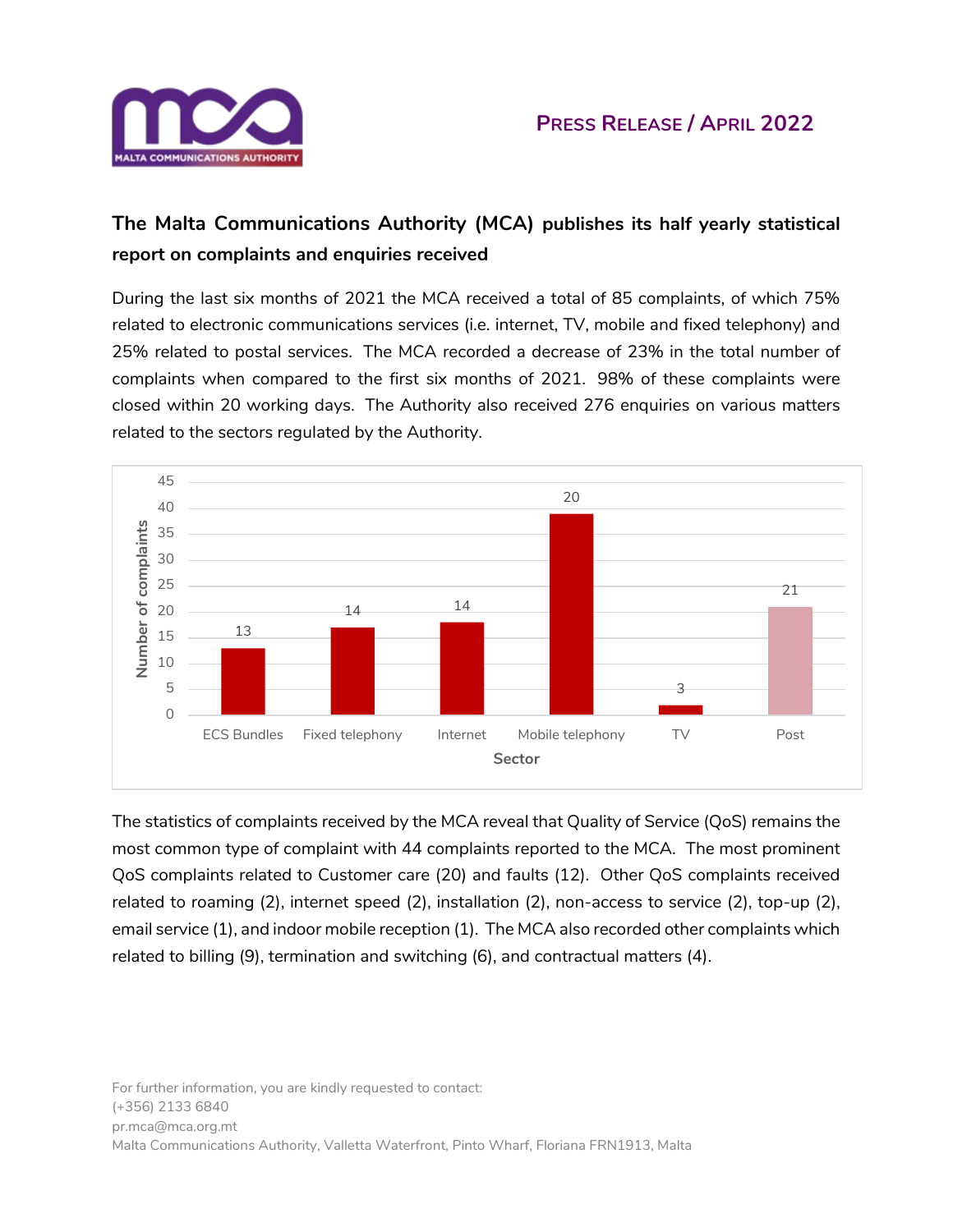**PRESS RELEASE / APRIL 2022**

## The Malta Communications Authority (MCA) publishes its half yearly statistical report on complaints and enquiries received

During the last six months of 2021 the MCA received a total of 85 complaints, of which 75% related to electronic communications services (i.e. internet, TV, mobile and fixed telephony) and 25% related to postal services. The MCA recorded a decrease of 23% in the total number of complaints when compared to the first six months of 2021. 98% of these complaints were closed within 20 working days. The Authority also received 276 enquiries on various matters related to the sectors regulated by the Authority.

| Sector | Number of complaints |
|---|---|
| ECS Bundles | 13 |
| Fixed telephony | 14 |
| Internet | 14 |
| Mobile telephony | 20 |
| TV | 3 |
| Post | 21 |

The statistics of complaints received by the MCA reveal that Quality of Service (QoS) remains the most common type of complaint with 44 complaints reported to the MCA. The most prominent QoS complaints related to Customer care (20) and faults (12). Other QoS complaints received related to roaming (2), internet speed (2), installation (2), non-access to service (2), top-up (2), email service (1), and indoor mobile reception (1). The MCA also recorded other complaints which related to billing (9), termination and switching (6), and contractual matters (4).

For further information, you are kindly requested to contact:
(+356) 2133 6840
pr.mca@mca.org.mt
Malta Communications Authority, Valletta Waterfront, Pinto Wharf, Floriana FRN1913, Malta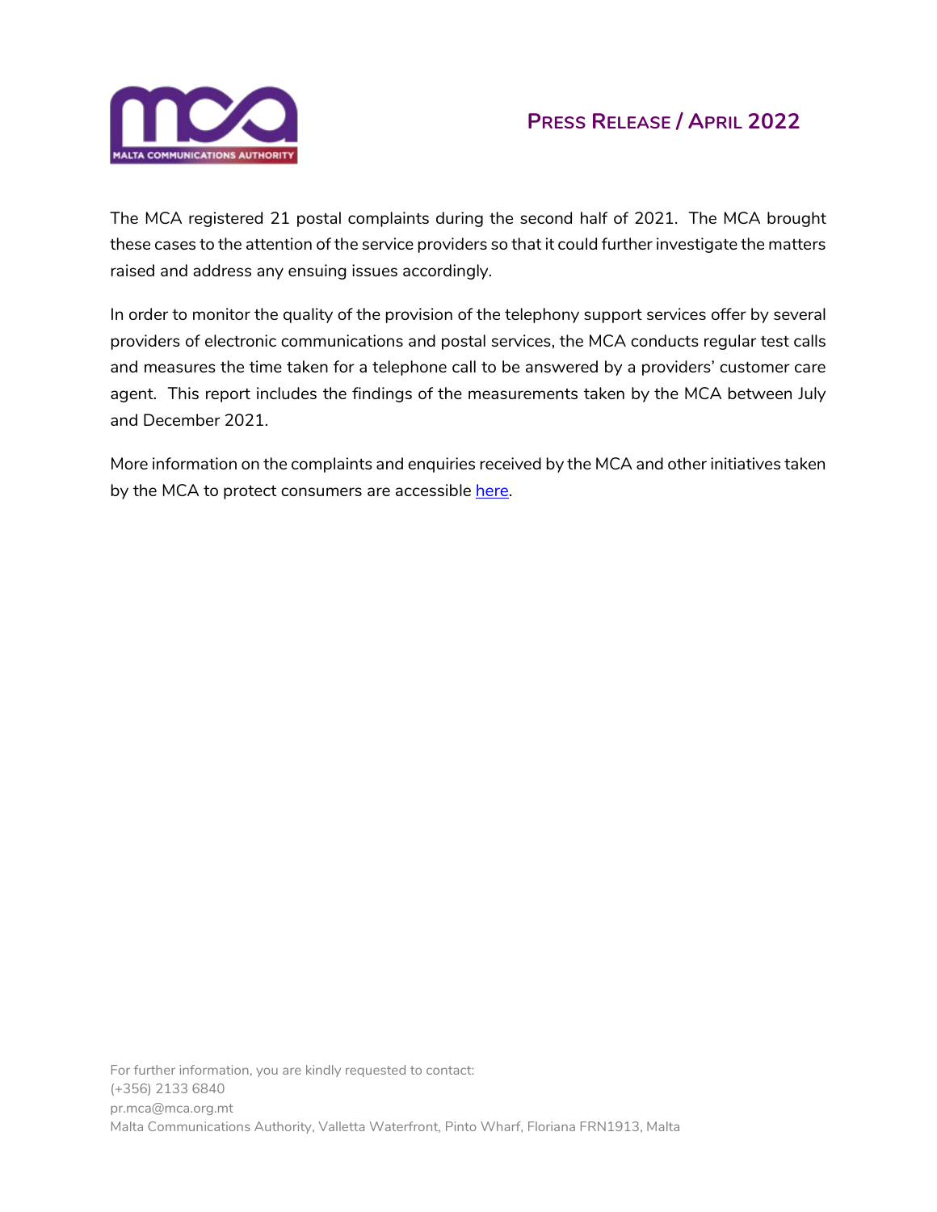**Press Release / April 2022**

The MCA registered 21 postal complaints during the second half of 2021. The MCA brought these cases to the attention of the service providers so that it could further investigate the matters raised and address any ensuing issues accordingly.

In order to monitor the quality of the provision of the telephony support services offer by several providers of electronic communications and postal services, the MCA conducts regular test calls and measures the time taken for a telephone call to be answered by a providers' customer care agent. This report includes the findings of the measurements taken by the MCA between July and December 2021.

More information on the complaints and enquiries received by the MCA and other initiatives taken by the MCA to protect consumers are accessible here.

For further information, you are kindly requested to contact:
(+356) 2133 6840
pr.mca@mca.org.mt
Malta Communications Authority, Valletta Waterfront, Pinto Wharf, Floriana FRN1913, Malta